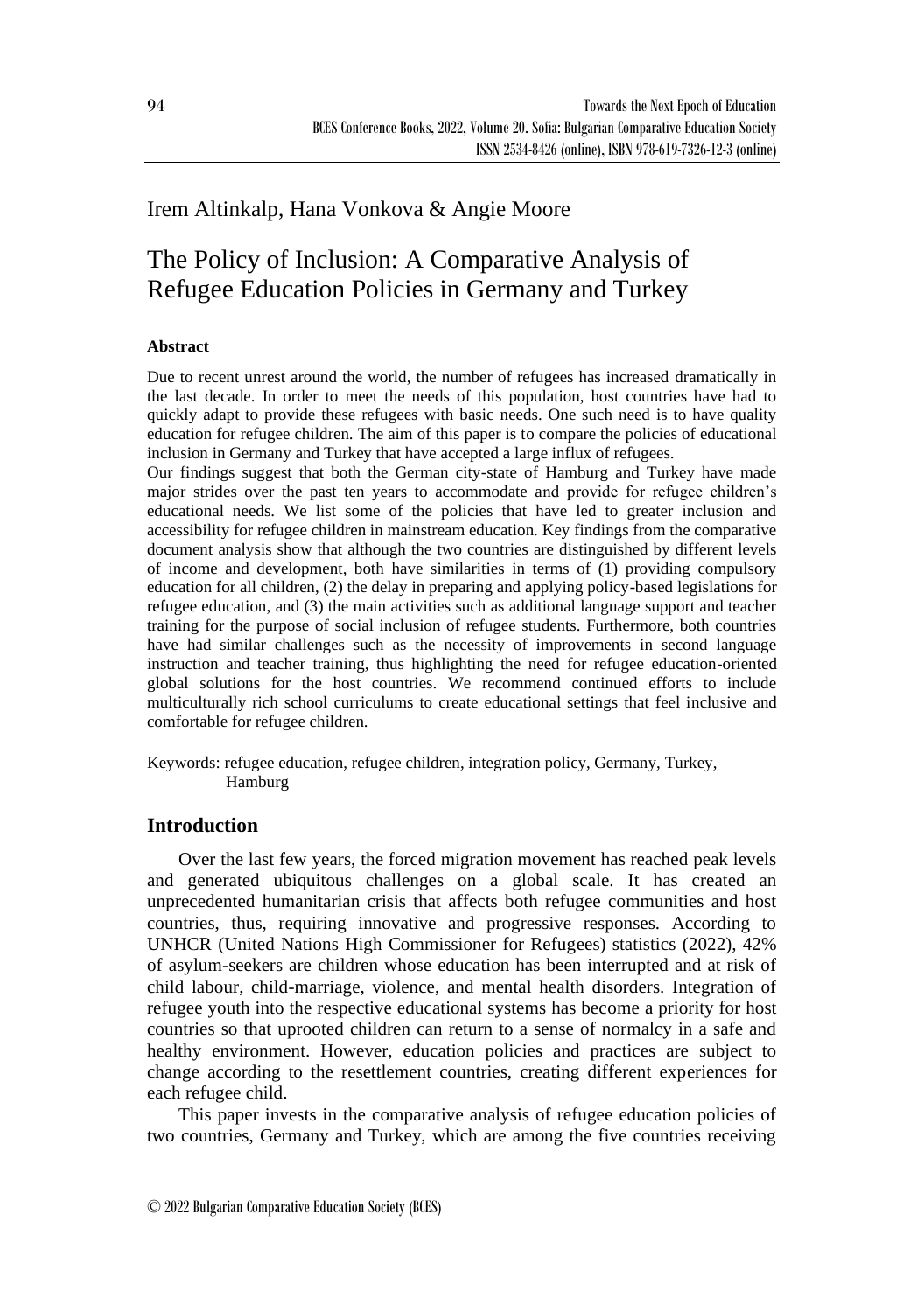Irem Altinkalp, Hana Vonkova & Angie Moore

# The Policy of Inclusion: A Comparative Analysis of Refugee Education Policies in Germany and Turkey

### Abstract

Due to recent unrest around the world, the number of refugees has increased dramatically in the last decade. In order to meet the needs of this population, host countries have had to quickly adapt to provide these refugees with basic needs. One such need is to have quality education for refugee children. The aim of this paper is to compare the policies of educational inclusion in Germany and Turkey that have accepted a large influx of refugees.

Our findings suggest that both the German city-state of Hamburg and Turkey have made major strides over the past ten years to accommodate and provide for refugee children's educational needs. We list some of the policies that have led to greater inclusion and accessibility for refugee children in mainstream education. Key findings from the comparative document analysis show that although the two countries are distinguished by different levels of income and development, both have similarities in terms of (1) providing compulsory education for all children, (2) the delay in preparing and applying policy-based legislations for refugee education, and (3) the main activities such as additional language support and teacher training for the purpose of social inclusion of refugee students. Furthermore, both countries have had similar challenges such as the necessity of improvements in second language instruction and teacher training, thus highlighting the need for refugee education-oriented global solutions for the host countries. We recommend continued efforts to include multiculturally rich school curriculums to create educational settings that feel inclusive and comfortable for refugee children.

Keywords: refugee education, refugee children, integration policy, Germany, Turkey, Hamburg

## Introduction

Over the last few years, the forced migration movement has reached peak levels and generated ubiquitous challenges on a global scale. It has created an unprecedented humanitarian crisis that affects both refugee communities and host countries, thus, requiring innovative and progressive responses. According to UNHCR (United Nations High Commissioner for Refugees) statistics (2022), 42% of asylum-seekers are children whose education has been interrupted and at risk of child labour, child-marriage, violence, and mental health disorders. Integration of refugee youth into the respective educational systems has become a priority for host countries so that uprooted children can return to a sense of normalcy in a safe and healthy environment. However, education policies and practices are subject to change according to the resettlement countries, creating different experiences for each refugee child.

This paper invests in the comparative analysis of refugee education policies of two countries, Germany and Turkey, which are among the five countries receiving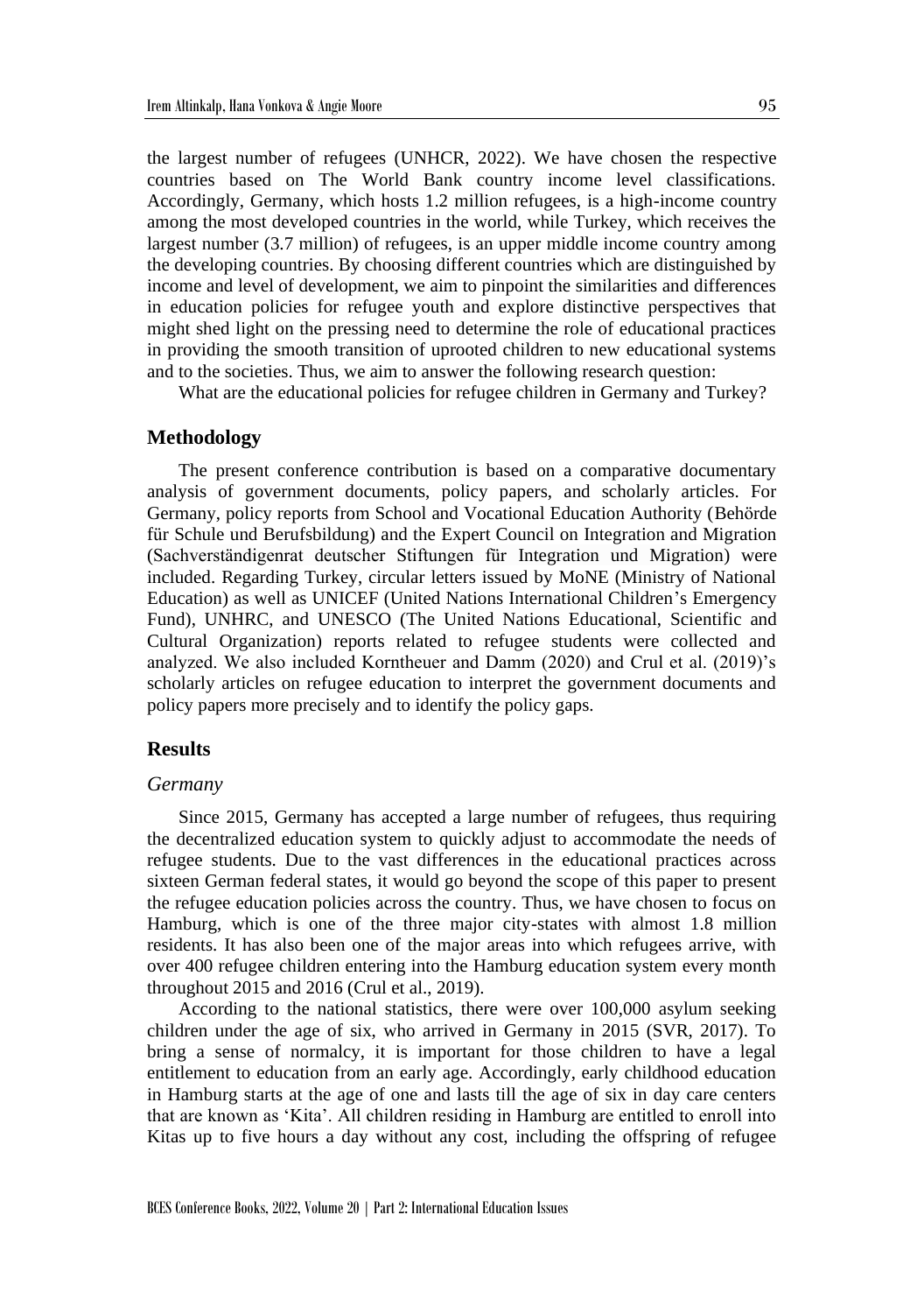the largest number of refugees (UNHCR, 2022). We have chosen the respective countries based on The World Bank country income level classifications. Accordingly, Germany, which hosts 1.2 million refugees, is a high-income country among the most developed countries in the world, while Turkey, which receives the largest number (3.7 million) of refugees, is an upper middle income country among the developing countries. By choosing different countries which are distinguished by income and level of development, we aim to pinpoint the similarities and differences in education policies for refugee youth and explore distinctive perspectives that might shed light on the pressing need to determine the role of educational practices in providing the smooth transition of uprooted children to new educational systems and to the societies. Thus, we aim to answer the following research question:

What are the educational policies for refugee children in Germany and Turkey?

## Methodology

The present conference contribution is based on a comparative documentary analysis of government documents, policy papers, and scholarly articles. For Germany, policy reports from School and Vocational Education Authority (Behörde für Schule und Berufsbildung) and the Expert Council on Integration and Migration (Sachverständigenrat deutscher Stiftungen für Integration und Migration) were included. Regarding Turkey, circular letters issued by MoNE (Ministry of National Education) as well as UNICEF (United Nations International Children's Emergency Fund), UNHRC, and UNESCO (The United Nations Educational, Scientific and Cultural Organization) reports related to refugee students were collected and analyzed. We also included Korntheuer and Damm (2020) and Crul et al. (2019)'s scholarly articles on refugee education to interpret the government documents and policy papers more precisely and to identify the policy gaps.

## Results

### *Germany*

Since 2015, Germany has accepted a large number of refugees, thus requiring the decentralized education system to quickly adjust to accommodate the needs of refugee students. Due to the vast differences in the educational practices across sixteen German federal states, it would go beyond the scope of this paper to present the refugee education policies across the country. Thus, we have chosen to focus on Hamburg, which is one of the three major city-states with almost 1.8 million residents. It has also been one of the major areas into which refugees arrive, with over 400 refugee children entering into the Hamburg education system every month throughout 2015 and 2016 (Crul et al., 2019).

According to the national statistics, there were over 100,000 asylum seeking children under the age of six, who arrived in Germany in 2015 (SVR, 2017). To bring a sense of normalcy, it is important for those children to have a legal entitlement to education from an early age. Accordingly, early childhood education in Hamburg starts at the age of one and lasts till the age of six in day care centers that are known as 'Kita'. All children residing in Hamburg are entitled to enroll into Kitas up to five hours a day without any cost, including the offspring of refugee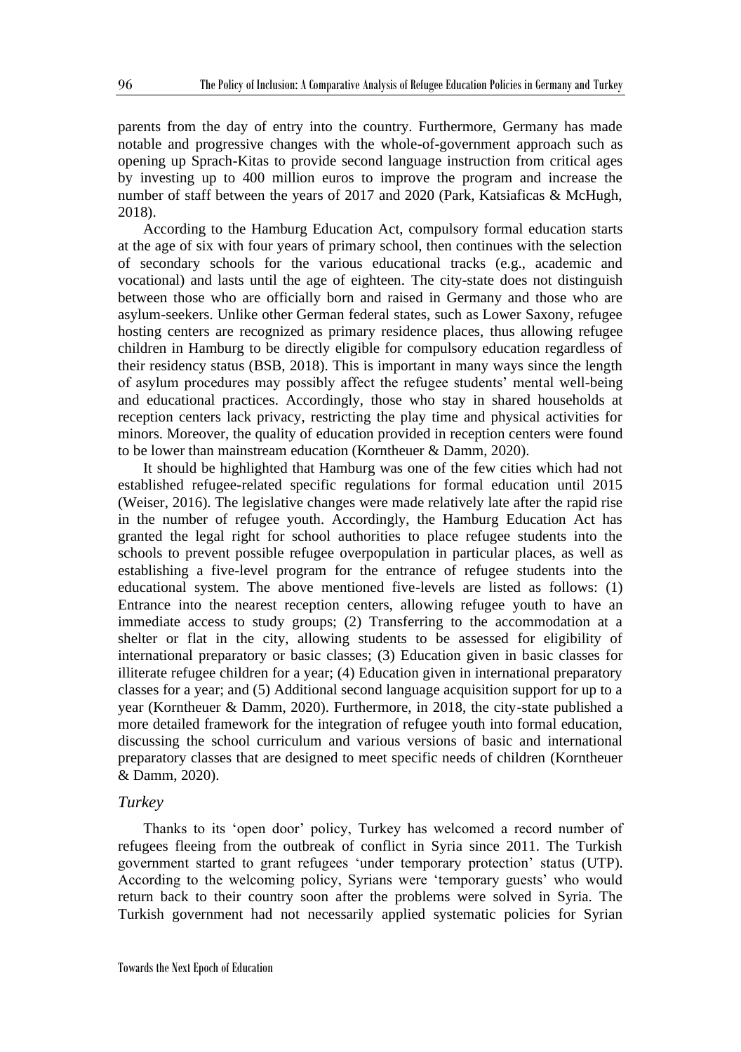parents from the day of entry into the country. Furthermore, Germany has made notable and progressive changes with the whole-of-government approach such as opening up Sprach-Kitas to provide second language instruction from critical ages by investing up to 400 million euros to improve the program and increase the number of staff between the years of 2017 and 2020 (Park, Katsiaficas & McHugh, 2018).

According to the Hamburg Education Act, compulsory formal education starts at the age of six with four years of primary school, then continues with the selection of secondary schools for the various educational tracks (e.g., academic and vocational) and lasts until the age of eighteen. The city-state does not distinguish between those who are officially born and raised in Germany and those who are asylum-seekers. Unlike other German federal states, such as Lower Saxony, refugee hosting centers are recognized as primary residence places, thus allowing refugee children in Hamburg to be directly eligible for compulsory education regardless of their residency status (BSB, 2018). This is important in many ways since the length of asylum procedures may possibly affect the refugee students' mental well-being and educational practices. Accordingly, those who stay in shared households at reception centers lack privacy, restricting the play time and physical activities for minors. Moreover, the quality of education provided in reception centers were found to be lower than mainstream education (Korntheuer & Damm, 2020).

It should be highlighted that Hamburg was one of the few cities which had not established refugee-related specific regulations for formal education until 2015 (Weiser, 2016). The legislative changes were made relatively late after the rapid rise in the number of refugee youth. Accordingly, the Hamburg Education Act has granted the legal right for school authorities to place refugee students into the schools to prevent possible refugee overpopulation in particular places, as well as establishing a five-level program for the entrance of refugee students into the educational system. The above mentioned five-levels are listed as follows: (1) Entrance into the nearest reception centers, allowing refugee youth to have an immediate access to study groups; (2) Transferring to the accommodation at a shelter or flat in the city, allowing students to be assessed for eligibility of international preparatory or basic classes; (3) Education given in basic classes for illiterate refugee children for a year; (4) Education given in international preparatory classes for a year; and (5) Additional second language acquisition support for up to a year (Korntheuer & Damm, 2020). Furthermore, in 2018, the city-state published a more detailed framework for the integration of refugee youth into formal education, discussing the school curriculum and various versions of basic and international preparatory classes that are designed to meet specific needs of children (Korntheuer & Damm, 2020).

### *Turkey*

Thanks to its 'open door' policy, Turkey has welcomed a record number of refugees fleeing from the outbreak of conflict in Syria since 2011. The Turkish government started to grant refugees 'under temporary protection' status (UTP). According to the welcoming policy, Syrians were 'temporary guests' who would return back to their country soon after the problems were solved in Syria. The Turkish government had not necessarily applied systematic policies for Syrian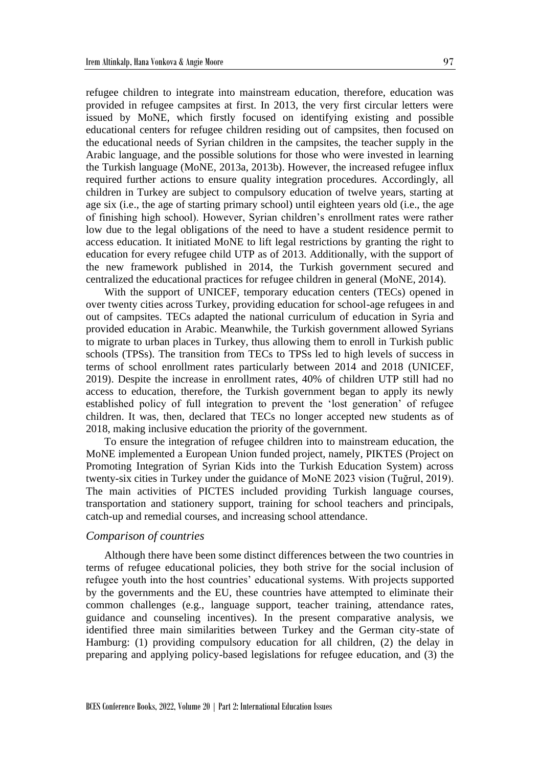refugee children to integrate into mainstream education, therefore, education was provided in refugee campsites at first. In 2013, the very first circular letters were issued by MoNE, which firstly focused on identifying existing and possible educational centers for refugee children residing out of campsites, then focused on the educational needs of Syrian children in the campsites, the teacher supply in the Arabic language, and the possible solutions for those who were invested in learning the Turkish language (MoNE, 2013a, 2013b). However, the increased refugee influx required further actions to ensure quality integration procedures. Accordingly, all children in Turkey are subject to compulsory education of twelve years, starting at age six (i.e., the age of starting primary school) until eighteen years old (i.e., the age of finishing high school). However, Syrian children's enrollment rates were rather low due to the legal obligations of the need to have a student residence permit to access education. It initiated MoNE to lift legal restrictions by granting the right to education for every refugee child UTP as of 2013. Additionally, with the support of the new framework published in 2014, the Turkish government secured and centralized the educational practices for refugee children in general (MoNE, 2014).

With the support of UNICEF, temporary education centers (TECs) opened in over twenty cities across Turkey, providing education for school-age refugees in and out of campsites. TECs adapted the national curriculum of education in Syria and provided education in Arabic. Meanwhile, the Turkish government allowed Syrians to migrate to urban places in Turkey, thus allowing them to enroll in Turkish public schools (TPSs). The transition from TECs to TPSs led to high levels of success in terms of school enrollment rates particularly between 2014 and 2018 (UNICEF, 2019). Despite the increase in enrollment rates, 40% of children UTP still had no access to education, therefore, the Turkish government began to apply its newly established policy of full integration to prevent the 'lost generation' of refugee children. It was, then, declared that TECs no longer accepted new students as of 2018, making inclusive education the priority of the government.

To ensure the integration of refugee children into to mainstream education, the MoNE implemented a European Union funded project, namely, PIKTES (Project on Promoting Integration of Syrian Kids into the Turkish Education System) across twenty-six cities in Turkey under the guidance of MoNE 2023 vision (Tuğrul, 2019). The main activities of PICTES included providing Turkish language courses, transportation and stationery support, training for school teachers and principals, catch-up and remedial courses, and increasing school attendance.

### *Comparison of countries*

Although there have been some distinct differences between the two countries in terms of refugee educational policies, they both strive for the social inclusion of refugee youth into the host countries' educational systems. With projects supported by the governments and the EU, these countries have attempted to eliminate their common challenges (e.g., language support, teacher training, attendance rates, guidance and counseling incentives). In the present comparative analysis, we identified three main similarities between Turkey and the German city-state of Hamburg: (1) providing compulsory education for all children, (2) the delay in preparing and applying policy-based legislations for refugee education, and (3) the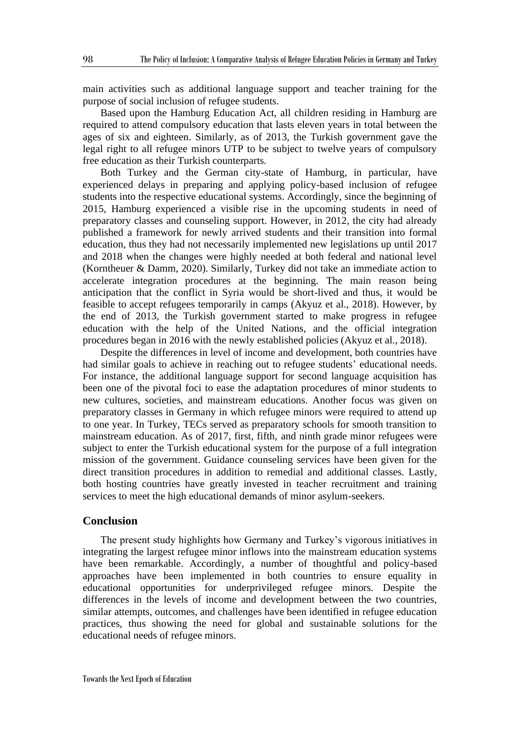main activities such as additional language support and teacher training for the purpose of social inclusion of refugee students.

Based upon the Hamburg Education Act, all children residing in Hamburg are required to attend compulsory education that lasts eleven years in total between the ages of six and eighteen. Similarly, as of 2013, the Turkish government gave the legal right to all refugee minors UTP to be subject to twelve years of compulsory free education as their Turkish counterparts.

Both Turkey and the German city-state of Hamburg, in particular, have experienced delays in preparing and applying policy-based inclusion of refugee students into the respective educational systems. Accordingly, since the beginning of 2015, Hamburg experienced a visible rise in the upcoming students in need of preparatory classes and counseling support. However, in 2012, the city had already published a framework for newly arrived students and their transition into formal education, thus they had not necessarily implemented new legislations up until 2017 and 2018 when the changes were highly needed at both federal and national level (Korntheuer & Damm, 2020). Similarly, Turkey did not take an immediate action to accelerate integration procedures at the beginning. The main reason being anticipation that the conflict in Syria would be short-lived and thus, it would be feasible to accept refugees temporarily in camps (Akyuz et al., 2018). However, by the end of 2013, the Turkish government started to make progress in refugee education with the help of the United Nations, and the official integration procedures began in 2016 with the newly established policies (Akyuz et al., 2018).

Despite the differences in level of income and development, both countries have had similar goals to achieve in reaching out to refugee students' educational needs. For instance, the additional language support for second language acquisition has been one of the pivotal foci to ease the adaptation procedures of minor students to new cultures, societies, and mainstream educations. Another focus was given on preparatory classes in Germany in which refugee minors were required to attend up to one year. In Turkey, TECs served as preparatory schools for smooth transition to mainstream education. As of 2017, first, fifth, and ninth grade minor refugees were subject to enter the Turkish educational system for the purpose of a full integration mission of the government. Guidance counseling services have been given for the direct transition procedures in addition to remedial and additional classes. Lastly, both hosting countries have greatly invested in teacher recruitment and training services to meet the high educational demands of minor asylum-seekers.

## Conclusion

The present study highlights how Germany and Turkey's vigorous initiatives in integrating the largest refugee minor inflows into the mainstream education systems have been remarkable. Accordingly, a number of thoughtful and policy-based approaches have been implemented in both countries to ensure equality in educational opportunities for underprivileged refugee minors. Despite the differences in the levels of income and development between the two countries, similar attempts, outcomes, and challenges have been identified in refugee education practices, thus showing the need for global and sustainable solutions for the educational needs of refugee minors.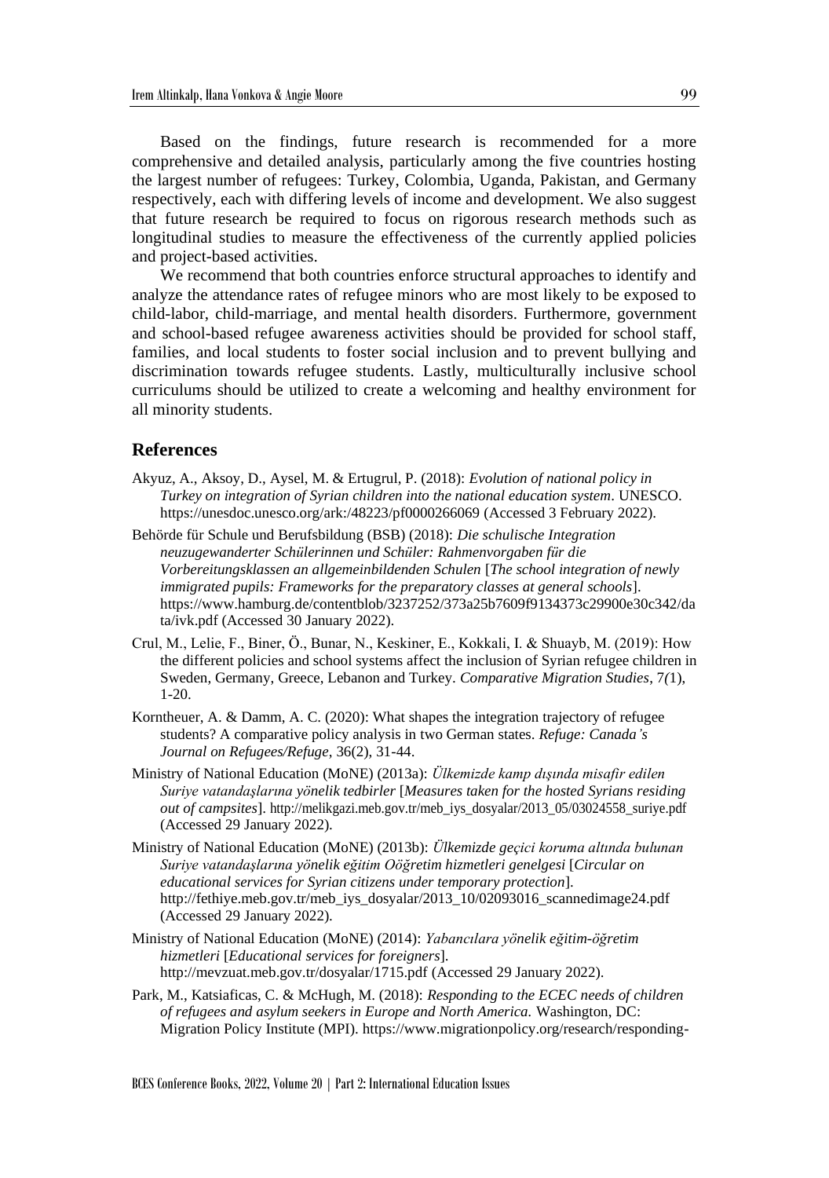Based on the findings, future research is recommended for a more comprehensive and detailed analysis, particularly among the five countries hosting the largest number of refugees: Turkey, Colombia, Uganda, Pakistan, and Germany respectively, each with differing levels of income and development. We also suggest that future research be required to focus on rigorous research methods such as longitudinal studies to measure the effectiveness of the currently applied policies and project-based activities.

We recommend that both countries enforce structural approaches to identify and analyze the attendance rates of refugee minors who are most likely to be exposed to child-labor, child-marriage, and mental health disorders. Furthermore, government and school-based refugee awareness activities should be provided for school staff, families, and local students to foster social inclusion and to prevent bullying and discrimination towards refugee students. Lastly, multiculturally inclusive school curriculums should be utilized to create a welcoming and healthy environment for all minority students.

## References

Akyuz, A., Aksoy, D., Aysel, M. & Ertugrul, P. (2018): *Evolution of national policy in Turkey on integration of Syrian children into the national education system*. UNESCO. https://unesdoc.unesco.org/ark:/48223/pf0000266069 (Accessed 3 February 2022).

Behörde für Schule und Berufsbildung (BSB) (2018): *Die schulische Integration neuzugewanderter Schülerinnen und Schüler: Rahmenvorgaben für die Vorbereitungsklassen an allgemeinbildenden Schulen* [*The school integration of newly immigrated pupils: Frameworks for the preparatory classes at general schools*]. https://www.hamburg.de/contentblob/3237252/373a25b7609f9134373c29900e30c342/data/ivk.pdf (Accessed 30 January 2022).

Crul, M., Lelie, F., Biner, Ö., Bunar, N., Keskiner, E., Kokkali, I. & Shuayb, M. (2019): How the different policies and school systems affect the inclusion of Syrian refugee children in Sweden, Germany, Greece, Lebanon and Turkey. *Comparative Migration Studies*, 7*(*1), 1-20.

Korntheuer, A. & Damm, A. C. (2020): What shapes the integration trajectory of refugee students? A comparative policy analysis in two German states. *Refuge: Canada's Journal on Refugees/Refuge*, 36(2), 31-44.

Ministry of National Education (MoNE) (2013a): *Ülkemizde kamp dışında misafir edilen Suriye vatandaşlarına yönelik tedbirler* [*Measures taken for the hosted Syrians residing out of campsites*]. http://melikgazi.meb.gov.tr/meb_iys_dosyalar/2013_05/03024558_suriye.pdf (Accessed 29 January 2022).

Ministry of National Education (MoNE) (2013b): *Ülkemizde geçici koruma altında bulunan Suriye vatandaşlarına yönelik eğitim Oöğretim hizmetleri genelgesi* [*Circular on educational services for Syrian citizens under temporary protection*]. http://fethiye.meb.gov.tr/meb_iys_dosyalar/2013_10/02093016_scannedimage24.pdf (Accessed 29 January 2022).

Ministry of National Education (MoNE) (2014): *Yabancılara yönelik eğitim-öğretim hizmetleri* [*Educational services for foreigners*]. http://mevzuat.meb.gov.tr/dosyalar/1715.pdf (Accessed 29 January 2022).

Park, M., Katsiaficas, C. & McHugh, M. (2018): *Responding to the ECEC needs of children of refugees and asylum seekers in Europe and North America.* Washington, DC: Migration Policy Institute (MPI). https://www.migrationpolicy.org/research/responding-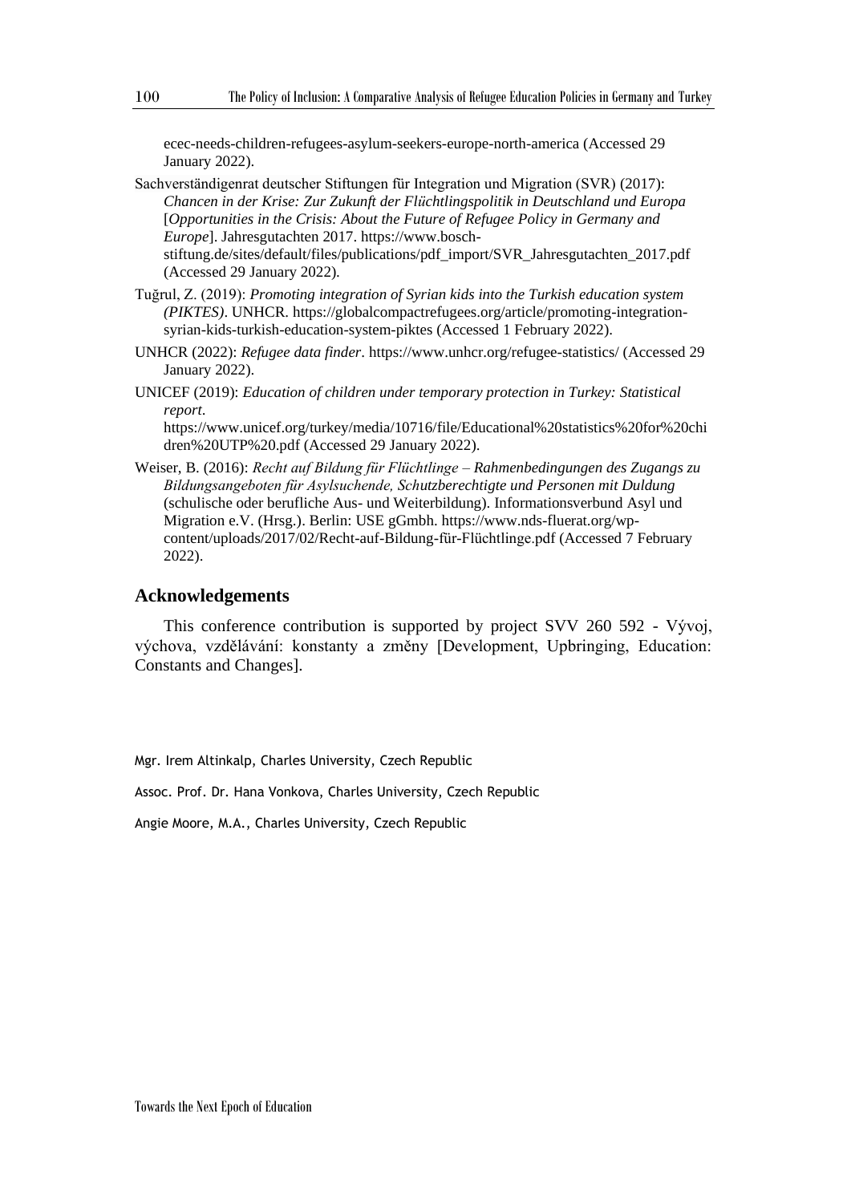ecec-needs-children-refugees-asylum-seekers-europe-north-america (Accessed 29 January 2022).

Sachverständigenrat deutscher Stiftungen für Integration und Migration (SVR) (2017): *Chancen in der Krise: Zur Zukunft der Flüchtlingspolitik in Deutschland und Europa* [*Opportunities in the Crisis: About the Future of Refugee Policy in Germany and Europe*]. Jahresgutachten 2017. https://www.bosch-stiftung.de/sites/default/files/publications/pdf_import/SVR_Jahresgutachten_2017.pdf (Accessed 29 January 2022).

Tuğrul, Z. (2019): *Promoting integration of Syrian kids into the Turkish education system (PIKTES)*. UNHCR. https://globalcompactrefugees.org/article/promoting-integration-syrian-kids-turkish-education-system-piktes (Accessed 1 February 2022).

UNHCR (2022): *Refugee data finder*. https://www.unhcr.org/refugee-statistics/ (Accessed 29 January 2022).

UNICEF (2019): *Education of children under temporary protection in Turkey: Statistical report*. https://www.unicef.org/turkey/media/10716/file/Educational%20statistics%20for%20children%20UTP%20.pdf (Accessed 29 January 2022).

Weiser, B. (2016): *Recht auf Bildung für Flüchtlinge – Rahmenbedingungen des Zugangs zu Bildungsangeboten für Asylsuchende, Schutzberechtigte und Personen mit Duldung* (schulische oder berufliche Aus- und Weiterbildung). Informationsverbund Asyl und Migration e.V. (Hrsg.). Berlin: USE gGmbh. https://www.nds-fluerat.org/wp-content/uploads/2017/02/Recht-auf-Bildung-für-Flüchtlinge.pdf (Accessed 7 February 2022).

## Acknowledgements

This conference contribution is supported by project SVV 260 592 - Vývoj, výchova, vzdělávání: konstanty a změny [Development, Upbringing, Education: Constants and Changes].

Mgr. Irem Altinkalp, Charles University, Czech Republic

Assoc. Prof. Dr. Hana Vonkova, Charles University, Czech Republic

Angie Moore, M.A., Charles University, Czech Republic